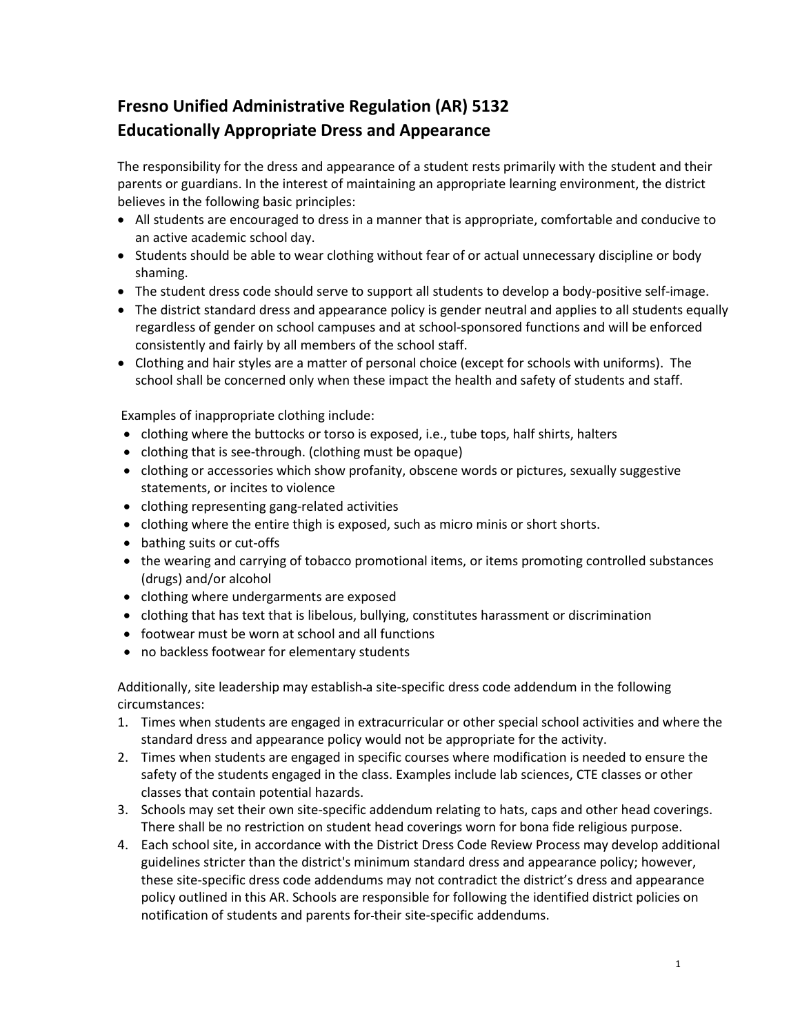# Fresno Unified Administrative Regulation (AR) 5132
# Educationally Appropriate Dress and Appearance

The responsibility for the dress and appearance of a student rests primarily with the student and their parents or guardians. In the interest of maintaining an appropriate learning environment, the district believes in the following basic principles:

- All students are encouraged to dress in a manner that is appropriate, comfortable and conducive to an active academic school day.
- Students should be able to wear clothing without fear of or actual unnecessary discipline or body shaming.
- The student dress code should serve to support all students to develop a body-positive self-image.
- The district standard dress and appearance policy is gender neutral and applies to all students equally regardless of gender on school campuses and at school-sponsored functions and will be enforced consistently and fairly by all members of the school staff.
- Clothing and hair styles are a matter of personal choice (except for schools with uniforms). The school shall be concerned only when these impact the health and safety of students and staff.

Examples of inappropriate clothing include:

- clothing where the buttocks or torso is exposed, i.e., tube tops, half shirts, halters
- clothing that is see-through. (clothing must be opaque)
- clothing or accessories which show profanity, obscene words or pictures, sexually suggestive statements, or incites to violence
- clothing representing gang-related activities
- clothing where the entire thigh is exposed, such as micro minis or short shorts.
- bathing suits or cut-offs
- the wearing and carrying of tobacco promotional items, or items promoting controlled substances (drugs) and/or alcohol
- clothing where undergarments are exposed
- clothing that has text that is libelous, bullying, constitutes harassment or discrimination
- footwear must be worn at school and all functions
- no backless footwear for elementary students

Additionally, site leadership may establish a site-specific dress code addendum in the following circumstances:

1. Times when students are engaged in extracurricular or other special school activities and where the standard dress and appearance policy would not be appropriate for the activity.
2. Times when students are engaged in specific courses where modification is needed to ensure the safety of the students engaged in the class. Examples include lab sciences, CTE classes or other classes that contain potential hazards.
3. Schools may set their own site-specific addendum relating to hats, caps and other head coverings. There shall be no restriction on student head coverings worn for bona fide religious purpose.
4. Each school site, in accordance with the District Dress Code Review Process may develop additional guidelines stricter than the district's minimum standard dress and appearance policy; however, these site-specific dress code addendums may not contradict the district's dress and appearance policy outlined in this AR. Schools are responsible for following the identified district policies on notification of students and parents for their site-specific addendums.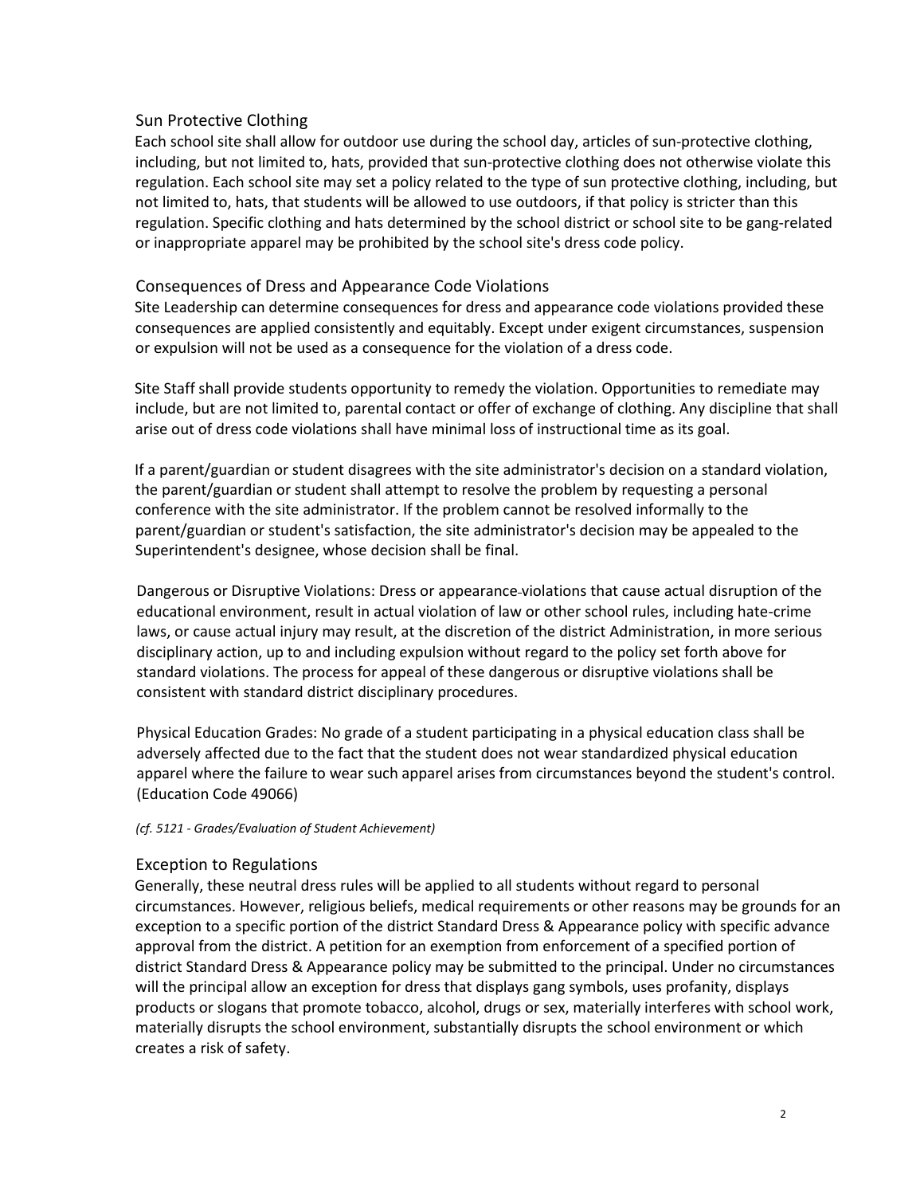## Sun Protective Clothing

Each school site shall allow for outdoor use during the school day, articles of sun-protective clothing, including, but not limited to, hats, provided that sun-protective clothing does not otherwise violate this regulation. Each school site may set a policy related to the type of sun protective clothing, including, but not limited to, hats, that students will be allowed to use outdoors, if that policy is stricter than this regulation. Specific clothing and hats determined by the school district or school site to be gang-related or inappropriate apparel may be prohibited by the school site's dress code policy.

## Consequences of Dress and Appearance Code Violations

Site Leadership can determine consequences for dress and appearance code violations provided these consequences are applied consistently and equitably. Except under exigent circumstances, suspension or expulsion will not be used as a consequence for the violation of a dress code.

Site Staff shall provide students opportunity to remedy the violation. Opportunities to remediate may include, but are not limited to, parental contact or offer of exchange of clothing. Any discipline that shall arise out of dress code violations shall have minimal loss of instructional time as its goal.

If a parent/guardian or student disagrees with the site administrator's decision on a standard violation, the parent/guardian or student shall attempt to resolve the problem by requesting a personal conference with the site administrator. If the problem cannot be resolved informally to the parent/guardian or student's satisfaction, the site administrator's decision may be appealed to the Superintendent's designee, whose decision shall be final.

Dangerous or Disruptive Violations: Dress or appearance violations that cause actual disruption of the educational environment, result in actual violation of law or other school rules, including hate-crime laws, or cause actual injury may result, at the discretion of the district Administration, in more serious disciplinary action, up to and including expulsion without regard to the policy set forth above for standard violations. The process for appeal of these dangerous or disruptive violations shall be consistent with standard district disciplinary procedures.

Physical Education Grades: No grade of a student participating in a physical education class shall be adversely affected due to the fact that the student does not wear standardized physical education apparel where the failure to wear such apparel arises from circumstances beyond the student's control. (Education Code 49066)

*(cf. 5121 - Grades/Evaluation of Student Achievement)*

## Exception to Regulations

Generally, these neutral dress rules will be applied to all students without regard to personal circumstances. However, religious beliefs, medical requirements or other reasons may be grounds for an exception to a specific portion of the district Standard Dress & Appearance policy with specific advance approval from the district. A petition for an exemption from enforcement of a specified portion of district Standard Dress & Appearance policy may be submitted to the principal. Under no circumstances will the principal allow an exception for dress that displays gang symbols, uses profanity, displays products or slogans that promote tobacco, alcohol, drugs or sex, materially interferes with school work, materially disrupts the school environment, substantially disrupts the school environment or which creates a risk of safety.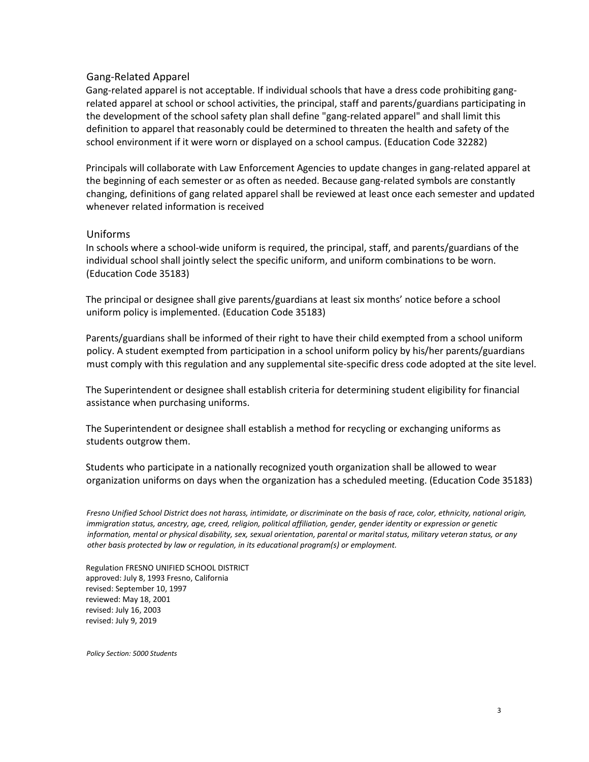## Gang-Related Apparel

Gang-related apparel is not acceptable. If individual schools that have a dress code prohibiting gang-related apparel at school or school activities, the principal, staff and parents/guardians participating in the development of the school safety plan shall define "gang-related apparel" and shall limit this definition to apparel that reasonably could be determined to threaten the health and safety of the school environment if it were worn or displayed on a school campus. (Education Code 32282)

Principals will collaborate with Law Enforcement Agencies to update changes in gang-related apparel at the beginning of each semester or as often as needed. Because gang-related symbols are constantly changing, definitions of gang related apparel shall be reviewed at least once each semester and updated whenever related information is received

## Uniforms

In schools where a school-wide uniform is required, the principal, staff, and parents/guardians of the individual school shall jointly select the specific uniform, and uniform combinations to be worn. (Education Code 35183)

The principal or designee shall give parents/guardians at least six months' notice before a school uniform policy is implemented. (Education Code 35183)

Parents/guardians shall be informed of their right to have their child exempted from a school uniform policy. A student exempted from participation in a school uniform policy by his/her parents/guardians must comply with this regulation and any supplemental site-specific dress code adopted at the site level.

The Superintendent or designee shall establish criteria for determining student eligibility for financial assistance when purchasing uniforms.

The Superintendent or designee shall establish a method for recycling or exchanging uniforms as students outgrow them.

Students who participate in a nationally recognized youth organization shall be allowed to wear organization uniforms on days when the organization has a scheduled meeting. (Education Code 35183)

*Fresno Unified School District does not harass, intimidate, or discriminate on the basis of race, color, ethnicity, national origin, immigration status, ancestry, age, creed, religion, political affiliation, gender, gender identity or expression or genetic information, mental or physical disability, sex, sexual orientation, parental or marital status, military veteran status, or any other basis protected by law or regulation, in its educational program(s) or employment.*

Regulation FRESNO UNIFIED SCHOOL DISTRICT
approved: July 8, 1993 Fresno, California
revised: September 10, 1997
reviewed: May 18, 2001
revised: July 16, 2003
revised: July 9, 2019

*Policy Section: 5000 Students*